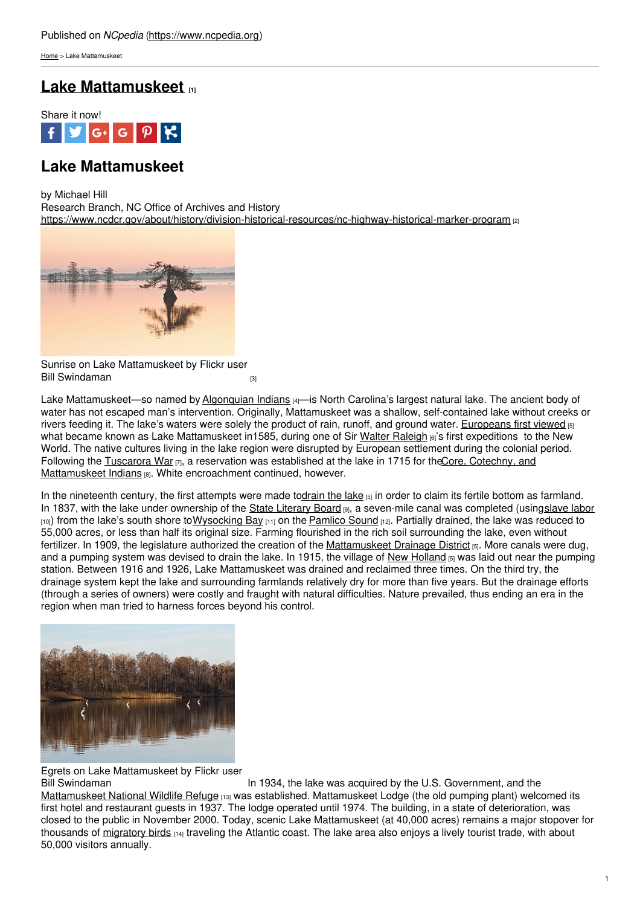Published on *NCpedia* (https://www.ncpedia.org)

Home > Lake Mattamuskeet

# Lake Mattamuskeet [1]

Share it now!

## Lake Mattamuskeet

by Michael Hill
Research Branch, NC Office of Archives and History
https://www.ncdcr.gov/about/history/division-historical-resources/nc-highway-historical-marker-program [2]

Sunrise on Lake Mattamuskeet by Flickr user Bill Swindaman [3]

Lake Mattamuskeet—so named by Algonquian Indians [4]—is North Carolina's largest natural lake. The ancient body of water has not escaped man's intervention. Originally, Mattamuskeet was a shallow, self-contained lake without creeks or rivers feeding it. The lake's waters were solely the product of rain, runoff, and ground water. Europeans first viewed [5] what became known as Lake Mattamuskeet in1585, during one of Sir Walter Raleigh [6]'s first expeditions to the New World. The native cultures living in the lake region were disrupted by European settlement during the colonial period. Following the Tuscarora War [7], a reservation was established at the lake in 1715 for theCore, Cotechny, and Mattamuskeet Indians [8]. White encroachment continued, however.

In the nineteenth century, the first attempts were made todrain the lake [5] in order to claim its fertile bottom as farmland. In 1837, with the lake under ownership of the State Literary Board [9], a seven-mile canal was completed (usingslave labor [10]) from the lake's south shore toWysocking Bay [11] on the Pamlico Sound [12]. Partially drained, the lake was reduced to 55,000 acres, or less than half its original size. Farming flourished in the rich soil surrounding the lake, even without fertilizer. In 1909, the legislature authorized the creation of the Mattamuskeet Drainage District [5]. More canals were dug, and a pumping system was devised to drain the lake. In 1915, the village of New Holland [5] was laid out near the pumping station. Between 1916 and 1926, Lake Mattamuskeet was drained and reclaimed three times. On the third try, the drainage system kept the lake and surrounding farmlands relatively dry for more than five years. But the drainage efforts (through a series of owners) were costly and fraught with natural difficulties. Nature prevailed, thus ending an era in the region when man tried to harness forces beyond his control.

Egrets on Lake Mattamuskeet by Flickr user Bill Swindaman

In 1934, the lake was acquired by the U.S. Government, and the Mattamuskeet National Wildlife Refuge [13] was established. Mattamuskeet Lodge (the old pumping plant) welcomed its first hotel and restaurant guests in 1937. The lodge operated until 1974. The building, in a state of deterioration, was closed to the public in November 2000. Today, scenic Lake Mattamuskeet (at 40,000 acres) remains a major stopover for thousands of migratory birds [14] traveling the Atlantic coast. The lake area also enjoys a lively tourist trade, with about 50,000 visitors annually.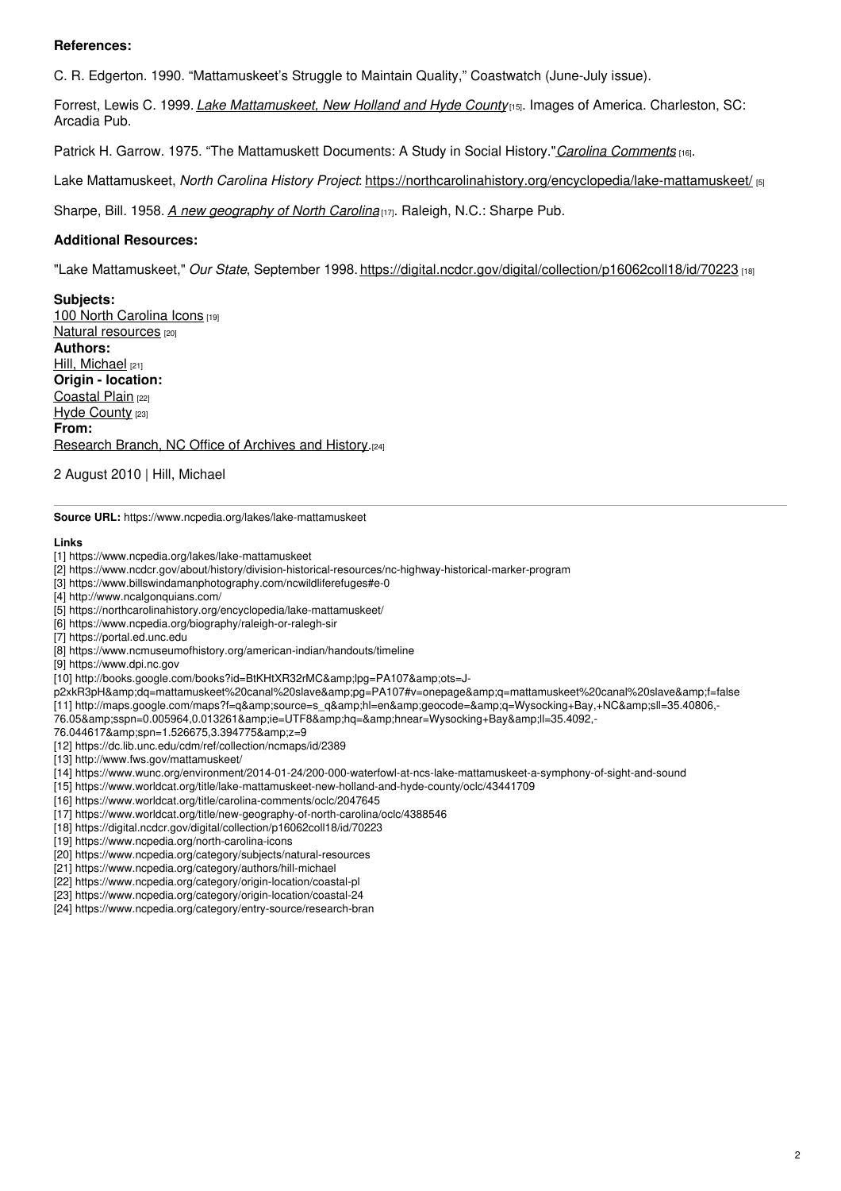**References:**

C. R. Edgerton. 1990. "Mattamuskeet's Struggle to Maintain Quality," Coastwatch (June-July issue).

Forrest, Lewis C. 1999. *Lake Mattamuskeet, New Holland and Hyde County*[15]. Images of America. Charleston, SC: Arcadia Pub.

Patrick H. Garrow. 1975. "The Mattamuskett Documents: A Study in Social History."*Carolina Comments* [16].

Lake Mattamuskeet, *North Carolina History Project*: https://northcarolinahistory.org/encyclopedia/lake-mattamuskeet/ [5]

Sharpe, Bill. 1958. *A new geography of North Carolina*[17]. Raleigh, N.C.: Sharpe Pub.

**Additional Resources:**

"Lake Mattamuskeet," *Our State*, September 1998. https://digital.ncdcr.gov/digital/collection/p16062coll18/id/70223 [18]

**Subjects:**
100 North Carolina Icons [19]
Natural resources [20]
**Authors:**
Hill, Michael [21]
**Origin - location:**
Coastal Plain [22]
Hyde County [23]
**From:**
Research Branch, NC Office of Archives and History.[24]

2 August 2010 | Hill, Michael

---

**Source URL:** https://www.ncpedia.org/lakes/lake-mattamuskeet

**Links**

[1] https://www.ncpedia.org/lakes/lake-mattamuskeet
[2] https://www.ncdcr.gov/about/history/division-historical-resources/nc-highway-historical-marker-program
[3] https://www.billswindamanphotography.com/ncwildliferefuges#e-0
[4] http://www.ncalgonquians.com/
[5] https://northcarolinahistory.org/encyclopedia/lake-mattamuskeet/
[6] https://www.ncpedia.org/biography/raleigh-or-ralegh-sir
[7] https://portal.ed.unc.edu
[8] https://www.ncmuseumofhistory.org/american-indian/handouts/timeline
[9] https://www.dpi.nc.gov
[10] http://books.google.com/books?id=BtKHtXR32rMC&amp;lpg=PA107&amp;ots=J-p2xkR3pH&amp;dq=mattamuskeet%20canal%20slave&amp;pg=PA107#v=onepage&amp;q=mattamuskeet%20canal%20slave&amp;f=false
[11] http://maps.google.com/maps?f=q&amp;source=s_q&amp;hl=en&amp;geocode=&amp;q=Wysocking+Bay,+NC&amp;sll=35.40806,-76.05&amp;sspn=0.005964,0.013261&amp;ie=UTF8&amp;hq=&amp;hnear=Wysocking+Bay&amp;ll=35.4092,-76.044617&amp;spn=1.526675,3.394775&amp;z=9
[12] https://dc.lib.unc.edu/cdm/ref/collection/ncmaps/id/2389
[13] http://www.fws.gov/mattamuskeet/
[14] https://www.wunc.org/environment/2014-01-24/200-000-waterfowl-at-ncs-lake-mattamuskeet-a-symphony-of-sight-and-sound
[15] https://www.worldcat.org/title/lake-mattamuskeet-new-holland-and-hyde-county/oclc/43441709
[16] https://www.worldcat.org/title/carolina-comments/oclc/2047645
[17] https://www.worldcat.org/title/new-geography-of-north-carolina/oclc/4388546
[18] https://digital.ncdcr.gov/digital/collection/p16062coll18/id/70223
[19] https://www.ncpedia.org/north-carolina-icons
[20] https://www.ncpedia.org/category/subjects/natural-resources
[21] https://www.ncpedia.org/category/authors/hill-michael
[22] https://www.ncpedia.org/category/origin-location/coastal-pl
[23] https://www.ncpedia.org/category/origin-location/coastal-24
[24] https://www.ncpedia.org/category/entry-source/research-bran